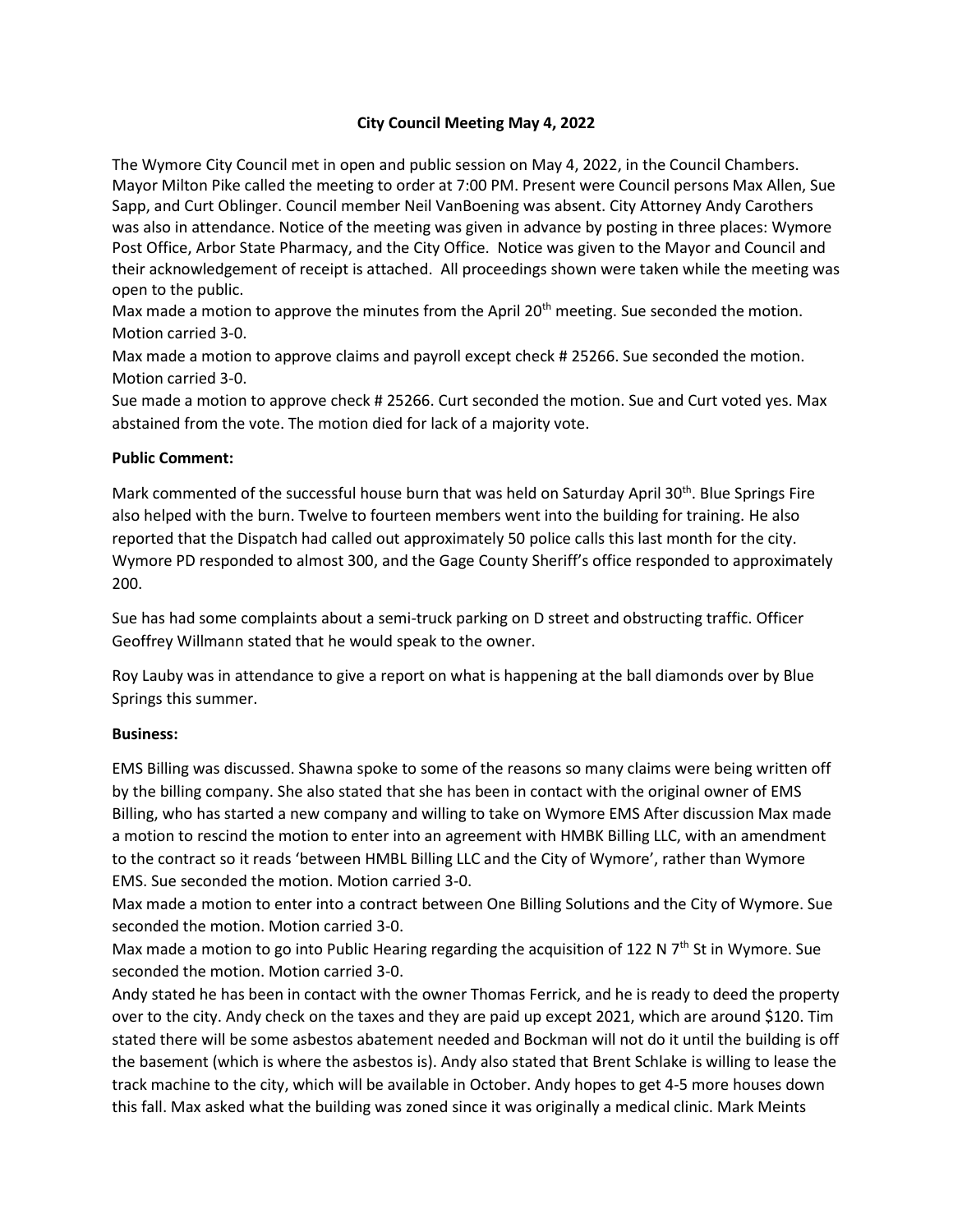**City Council Meeting May 4, 2022**

The Wymore City Council met in open and public session on May 4, 2022, in the Council Chambers. Mayor Milton Pike called the meeting to order at 7:00 PM. Present were Council persons Max Allen, Sue Sapp, and Curt Oblinger. Council member Neil VanBoening was absent. City Attorney Andy Carothers was also in attendance. Notice of the meeting was given in advance by posting in three places: Wymore Post Office, Arbor State Pharmacy, and the City Office. Notice was given to the Mayor and Council and their acknowledgement of receipt is attached. All proceedings shown were taken while the meeting was open to the public.

Max made a motion to approve the minutes from the April 20th meeting. Sue seconded the motion. Motion carried 3-0.

Max made a motion to approve claims and payroll except check # 25266. Sue seconded the motion. Motion carried 3-0.

Sue made a motion to approve check # 25266. Curt seconded the motion. Sue and Curt voted yes. Max abstained from the vote. The motion died for lack of a majority vote.

**Public Comment:**

Mark commented of the successful house burn that was held on Saturday April 30th. Blue Springs Fire also helped with the burn. Twelve to fourteen members went into the building for training. He also reported that the Dispatch had called out approximately 50 police calls this last month for the city. Wymore PD responded to almost 300, and the Gage County Sheriff's office responded to approximately 200.

Sue has had some complaints about a semi-truck parking on D street and obstructing traffic. Officer Geoffrey Willmann stated that he would speak to the owner.

Roy Lauby was in attendance to give a report on what is happening at the ball diamonds over by Blue Springs this summer.

**Business:**

EMS Billing was discussed. Shawna spoke to some of the reasons so many claims were being written off by the billing company. She also stated that she has been in contact with the original owner of EMS Billing, who has started a new company and willing to take on Wymore EMS After discussion Max made a motion to rescind the motion to enter into an agreement with HMBK Billing LLC, with an amendment to the contract so it reads 'between HMBL Billing LLC and the City of Wymore', rather than Wymore EMS. Sue seconded the motion. Motion carried 3-0.

Max made a motion to enter into a contract between One Billing Solutions and the City of Wymore. Sue seconded the motion. Motion carried 3-0.

Max made a motion to go into Public Hearing regarding the acquisition of 122 N 7th St in Wymore. Sue seconded the motion. Motion carried 3-0.

Andy stated he has been in contact with the owner Thomas Ferrick, and he is ready to deed the property over to the city. Andy check on the taxes and they are paid up except 2021, which are around $120. Tim stated there will be some asbestos abatement needed and Bockman will not do it until the building is off the basement (which is where the asbestos is). Andy also stated that Brent Schlake is willing to lease the track machine to the city, which will be available in October. Andy hopes to get 4-5 more houses down this fall. Max asked what the building was zoned since it was originally a medical clinic. Mark Meints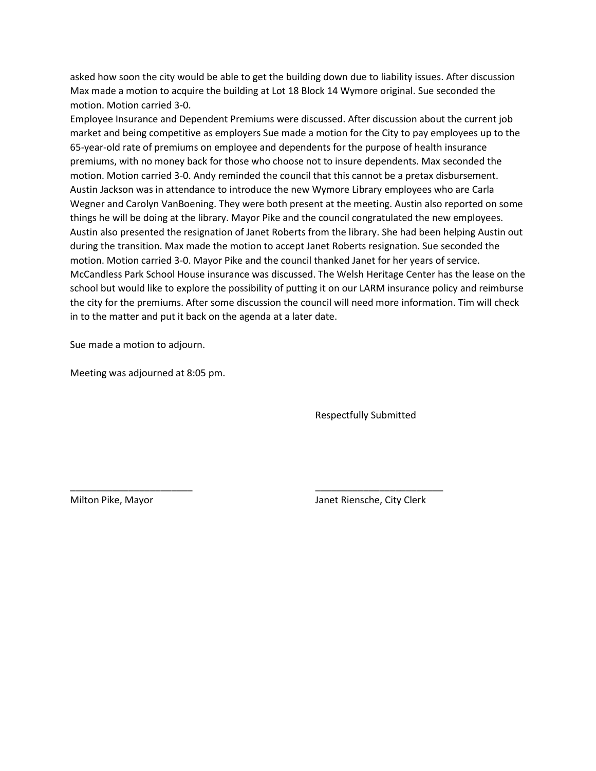asked how soon the city would be able to get the building down due to liability issues. After discussion Max made a motion to acquire the building at Lot 18 Block 14 Wymore original. Sue seconded the motion. Motion carried 3-0.
Employee Insurance and Dependent Premiums were discussed. After discussion about the current job market and being competitive as employers Sue made a motion for the City to pay employees up to the 65-year-old rate of premiums on employee and dependents for the purpose of health insurance premiums, with no money back for those who choose not to insure dependents. Max seconded the motion. Motion carried 3-0. Andy reminded the council that this cannot be a pretax disbursement.
Austin Jackson was in attendance to introduce the new Wymore Library employees who are Carla Wegner and Carolyn VanBoening. They were both present at the meeting. Austin also reported on some things he will be doing at the library. Mayor Pike and the council congratulated the new employees. Austin also presented the resignation of Janet Roberts from the library. She had been helping Austin out during the transition. Max made the motion to accept Janet Roberts resignation. Sue seconded the motion. Motion carried 3-0. Mayor Pike and the council thanked Janet for her years of service.
McCandless Park School House insurance was discussed. The Welsh Heritage Center has the lease on the school but would like to explore the possibility of putting it on our LARM insurance policy and reimburse the city for the premiums. After some discussion the council will need more information. Tim will check in to the matter and put it back on the agenda at a later date.

Sue made a motion to adjourn.

Meeting was adjourned at 8:05 pm.

Respectfully Submitted

_______________________ _______________________

Milton Pike, Mayor Janet Riensche, City Clerk